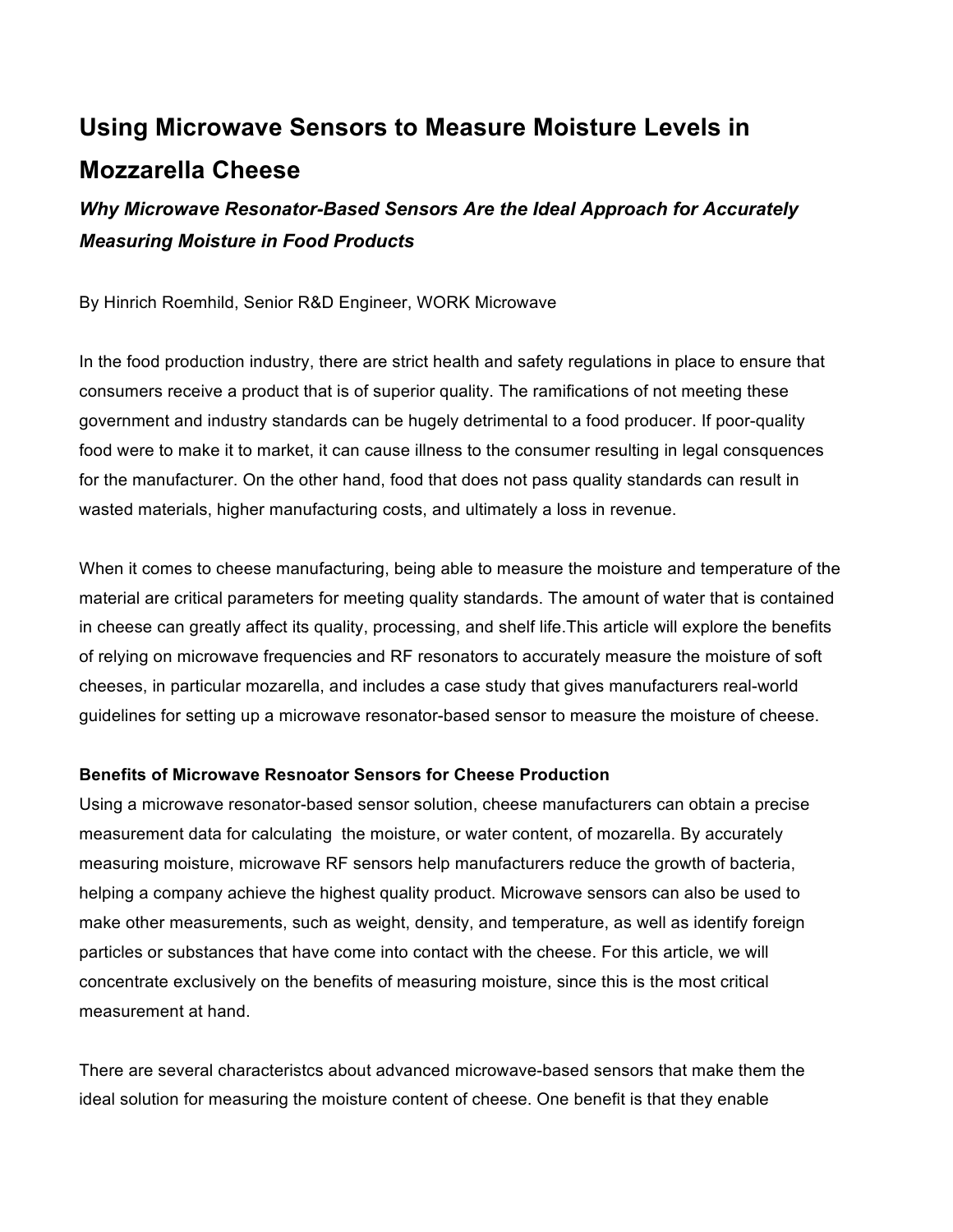# Using Microwave Sensors to Measure Moisture Levels in Mozzarella Cheese

## *Why Microwave Resonator-Based Sensors Are the Ideal Approach for Accurately Measuring Moisture in Food Products*

By Hinrich Roemhild, Senior R&D Engineer, WORK Microwave

In the food production industry, there are strict health and safety regulations in place to ensure that consumers receive a product that is of superior quality. The ramifications of not meeting these government and industry standards can be hugely detrimental to a food producer. If poor-quality food were to make it to market, it can cause illness to the consumer resulting in legal consquences for the manufacturer. On the other hand, food that does not pass quality standards can result in wasted materials, higher manufacturing costs, and ultimately a loss in revenue.

When it comes to cheese manufacturing, being able to measure the moisture and temperature of the material are critical parameters for meeting quality standards. The amount of water that is contained in cheese can greatly affect its quality, processing, and shelf life.This article will explore the benefits of relying on microwave frequencies and RF resonators to accurately measure the moisture of soft cheeses, in particular mozarella, and includes a case study that gives manufacturers real-world guidelines for setting up a microwave resonator-based sensor to measure the moisture of cheese.

**Benefits of Microwave Resnoator Sensors for Cheese Production**

Using a microwave resonator-based sensor solution, cheese manufacturers can obtain a precise measurement data for calculating the moisture, or water content, of mozarella. By accurately measuring moisture, microwave RF sensors help manufacturers reduce the growth of bacteria, helping a company achieve the highest quality product. Microwave sensors can also be used to make other measurements, such as weight, density, and temperature, as well as identify foreign particles or substances that have come into contact with the cheese. For this article, we will concentrate exclusively on the benefits of measuring moisture, since this is the most critical measurement at hand.

There are several characteristcs about advanced microwave-based sensors that make them the ideal solution for measuring the moisture content of cheese. One benefit is that they enable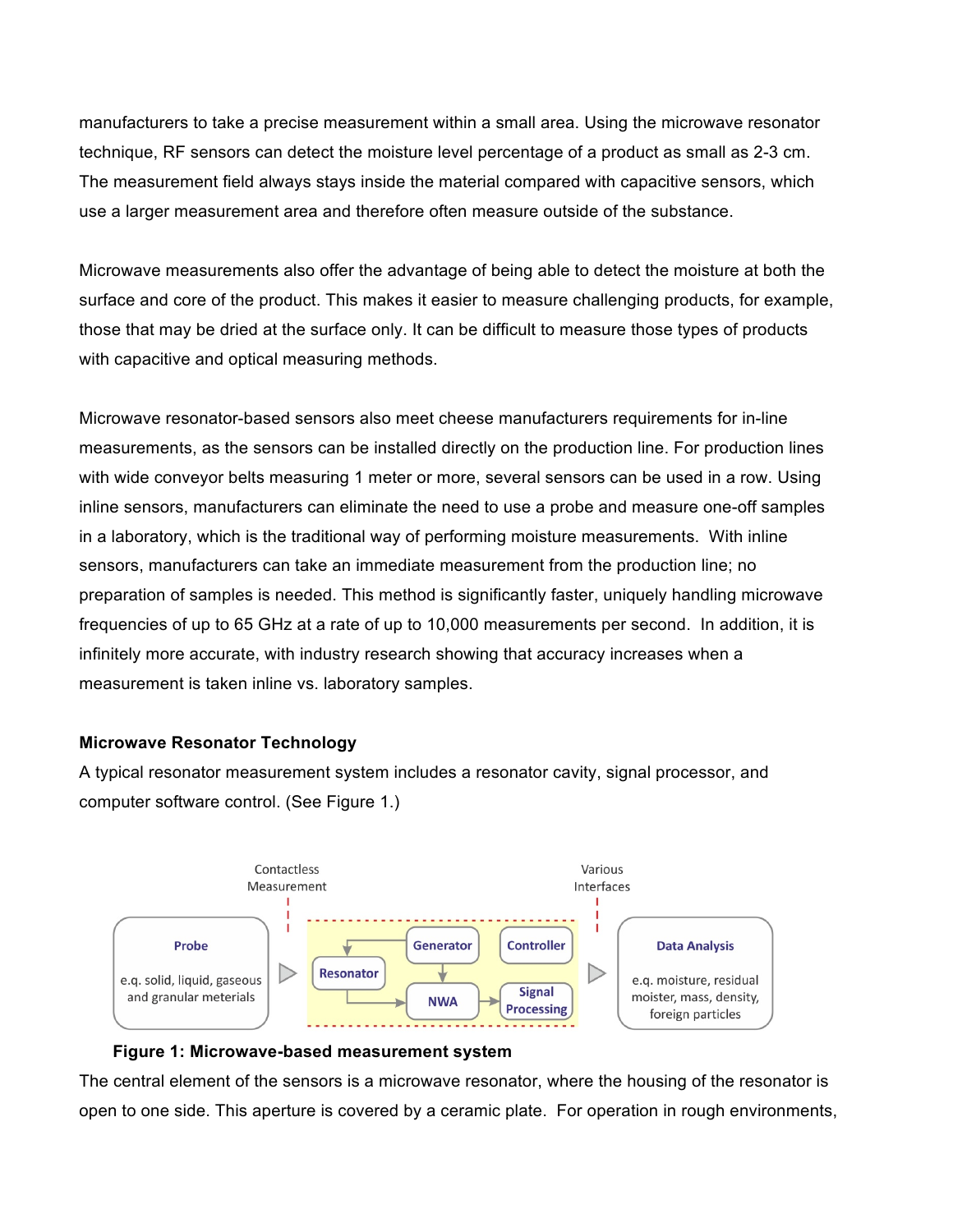manufacturers to take a precise measurement within a small area. Using the microwave resonator technique, RF sensors can detect the moisture level percentage of a product as small as 2-3 cm. The measurement field always stays inside the material compared with capacitive sensors, which use a larger measurement area and therefore often measure outside of the substance.

Microwave measurements also offer the advantage of being able to detect the moisture at both the surface and core of the product. This makes it easier to measure challenging products, for example, those that may be dried at the surface only. It can be difficult to measure those types of products with capacitive and optical measuring methods.

Microwave resonator-based sensors also meet cheese manufacturers requirements for in-line measurements, as the sensors can be installed directly on the production line. For production lines with wide conveyor belts measuring 1 meter or more, several sensors can be used in a row. Using inline sensors, manufacturers can eliminate the need to use a probe and measure one-off samples in a laboratory, which is the traditional way of performing moisture measurements. With inline sensors, manufacturers can take an immediate measurement from the production line; no preparation of samples is needed. This method is significantly faster, uniquely handling microwave frequencies of up to 65 GHz at a rate of up to 10,000 measurements per second. In addition, it is infinitely more accurate, with industry research showing that accuracy increases when a measurement is taken inline vs. laboratory samples.

**Microwave Resonator Technology**

A typical resonator measurement system includes a resonator cavity, signal processor, and computer software control. (See Figure 1.)

Contactless Measurement

Various Interfaces

Probe

e.q. solid, liquid, gaseous and granular meterials

Generator

Controller

Resonator

NWA

Signal Processing

Data Analysis

e.q. moisture, residual moister, mass, density, foreign particles

**Figure 1: Microwave-based measurement system**

The central element of the sensors is a microwave resonator, where the housing of the resonator is open to one side. This aperture is covered by a ceramic plate. For operation in rough environments,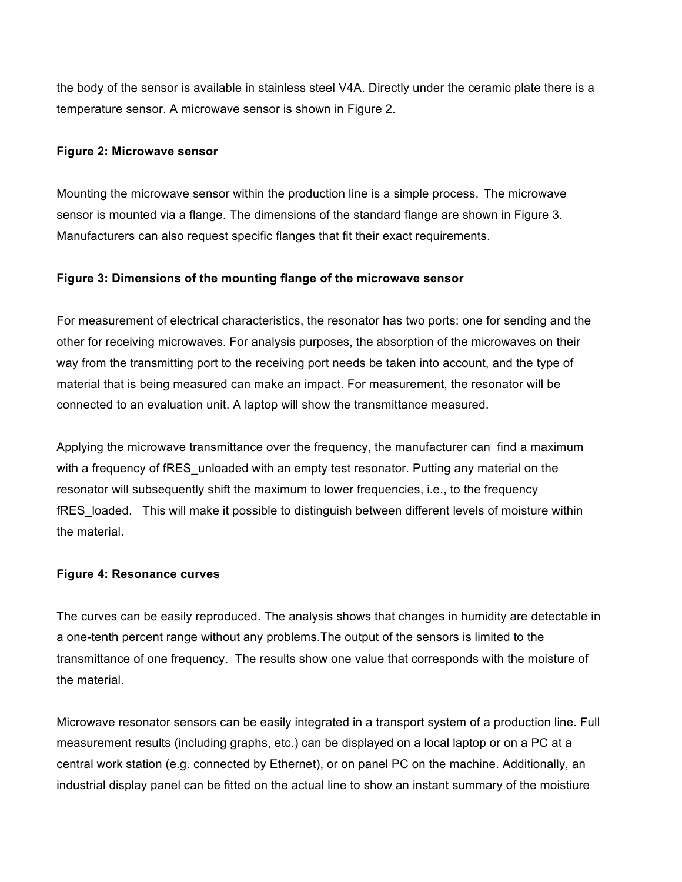the body of the sensor is available in stainless steel V4A. Directly under the ceramic plate there is a temperature sensor. A microwave sensor is shown in Figure 2.

**Figure 2: Microwave sensor**

Mounting the microwave sensor within the production line is a simple process. The microwave sensor is mounted via a flange. The dimensions of the standard flange are shown in Figure 3. Manufacturers can also request specific flanges that fit their exact requirements.

**Figure 3: Dimensions of the mounting flange of the microwave sensor**

For measurement of electrical characteristics, the resonator has two ports: one for sending and the other for receiving microwaves. For analysis purposes, the absorption of the microwaves on their way from the transmitting port to the receiving port needs be taken into account, and the type of material that is being measured can make an impact. For measurement, the resonator will be connected to an evaluation unit. A laptop will show the transmittance measured.

Applying the microwave transmittance over the frequency, the manufacturer can find a maximum with a frequency of fRES_unloaded with an empty test resonator. Putting any material on the resonator will subsequently shift the maximum to lower frequencies, i.e., to the frequency fRES_loaded. This will make it possible to distinguish between different levels of moisture within the material.

**Figure 4: Resonance curves**

The curves can be easily reproduced. The analysis shows that changes in humidity are detectable in a one-tenth percent range without any problems.The output of the sensors is limited to the transmittance of one frequency. The results show one value that corresponds with the moisture of the material.

Microwave resonator sensors can be easily integrated in a transport system of a production line. Full measurement results (including graphs, etc.) can be displayed on a local laptop or on a PC at a central work station (e.g. connected by Ethernet), or on panel PC on the machine. Additionally, an industrial display panel can be fitted on the actual line to show an instant summary of the moistiure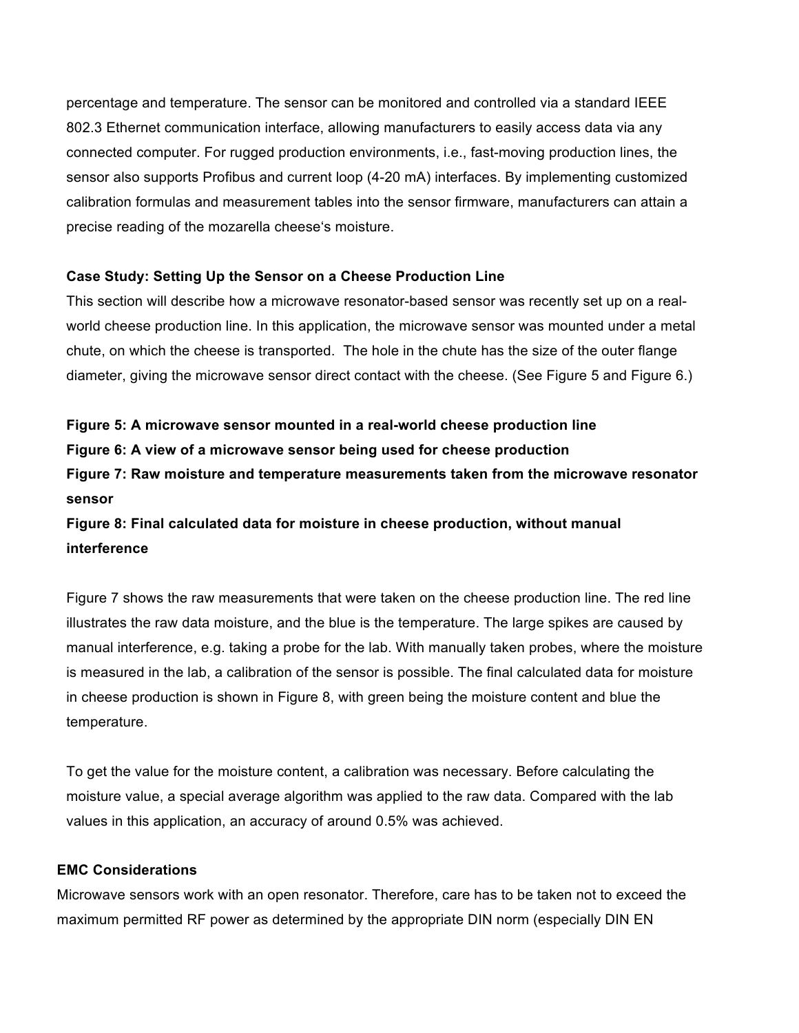percentage and temperature. The sensor can be monitored and controlled via a standard IEEE 802.3 Ethernet communication interface, allowing manufacturers to easily access data via any connected computer. For rugged production environments, i.e., fast-moving production lines, the sensor also supports Profibus and current loop (4-20 mA) interfaces. By implementing customized calibration formulas and measurement tables into the sensor firmware, manufacturers can attain a precise reading of the mozarella cheese's moisture.

**Case Study: Setting Up the Sensor on a Cheese Production Line**

This section will describe how a microwave resonator-based sensor was recently set up on a real-world cheese production line. In this application, the microwave sensor was mounted under a metal chute, on which the cheese is transported. The hole in the chute has the size of the outer flange diameter, giving the microwave sensor direct contact with the cheese. (See Figure 5 and Figure 6.)

**Figure 5: A microwave sensor mounted in a real-world cheese production line**

**Figure 6: A view of a microwave sensor being used for cheese production**

**Figure 7: Raw moisture and temperature measurements taken from the microwave resonator sensor**

**Figure 8: Final calculated data for moisture in cheese production, without manual interference**

Figure 7 shows the raw measurements that were taken on the cheese production line. The red line illustrates the raw data moisture, and the blue is the temperature. The large spikes are caused by manual interference, e.g. taking a probe for the lab. With manually taken probes, where the moisture is measured in the lab, a calibration of the sensor is possible. The final calculated data for moisture in cheese production is shown in Figure 8, with green being the moisture content and blue the temperature.

To get the value for the moisture content, a calibration was necessary. Before calculating the moisture value, a special average algorithm was applied to the raw data. Compared with the lab values in this application, an accuracy of around 0.5% was achieved.

**EMC Considerations**

Microwave sensors work with an open resonator. Therefore, care has to be taken not to exceed the maximum permitted RF power as determined by the appropriate DIN norm (especially DIN EN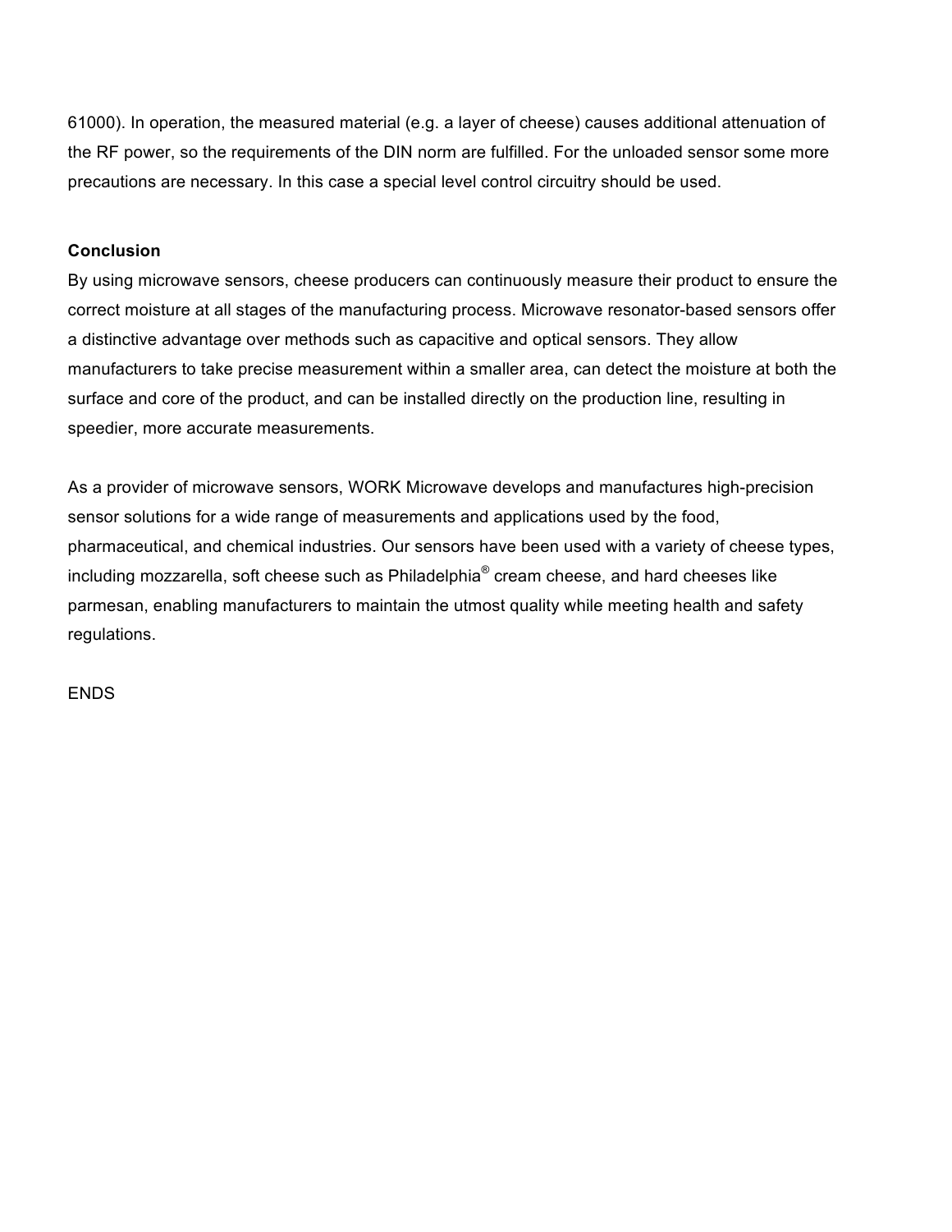61000). In operation, the measured material (e.g. a layer of cheese) causes additional attenuation of the RF power, so the requirements of the DIN norm are fulfilled. For the unloaded sensor some more precautions are necessary. In this case a special level control circuitry should be used.

**Conclusion**

By using microwave sensors, cheese producers can continuously measure their product to ensure the correct moisture at all stages of the manufacturing process. Microwave resonator-based sensors offer a distinctive advantage over methods such as capacitive and optical sensors. They allow manufacturers to take precise measurement within a smaller area, can detect the moisture at both the surface and core of the product, and can be installed directly on the production line, resulting in speedier, more accurate measurements.

As a provider of microwave sensors, WORK Microwave develops and manufactures high-precision sensor solutions for a wide range of measurements and applications used by the food, pharmaceutical, and chemical industries. Our sensors have been used with a variety of cheese types, including mozzarella, soft cheese such as Philadelphia® cream cheese, and hard cheeses like parmesan, enabling manufacturers to maintain the utmost quality while meeting health and safety regulations.

ENDS